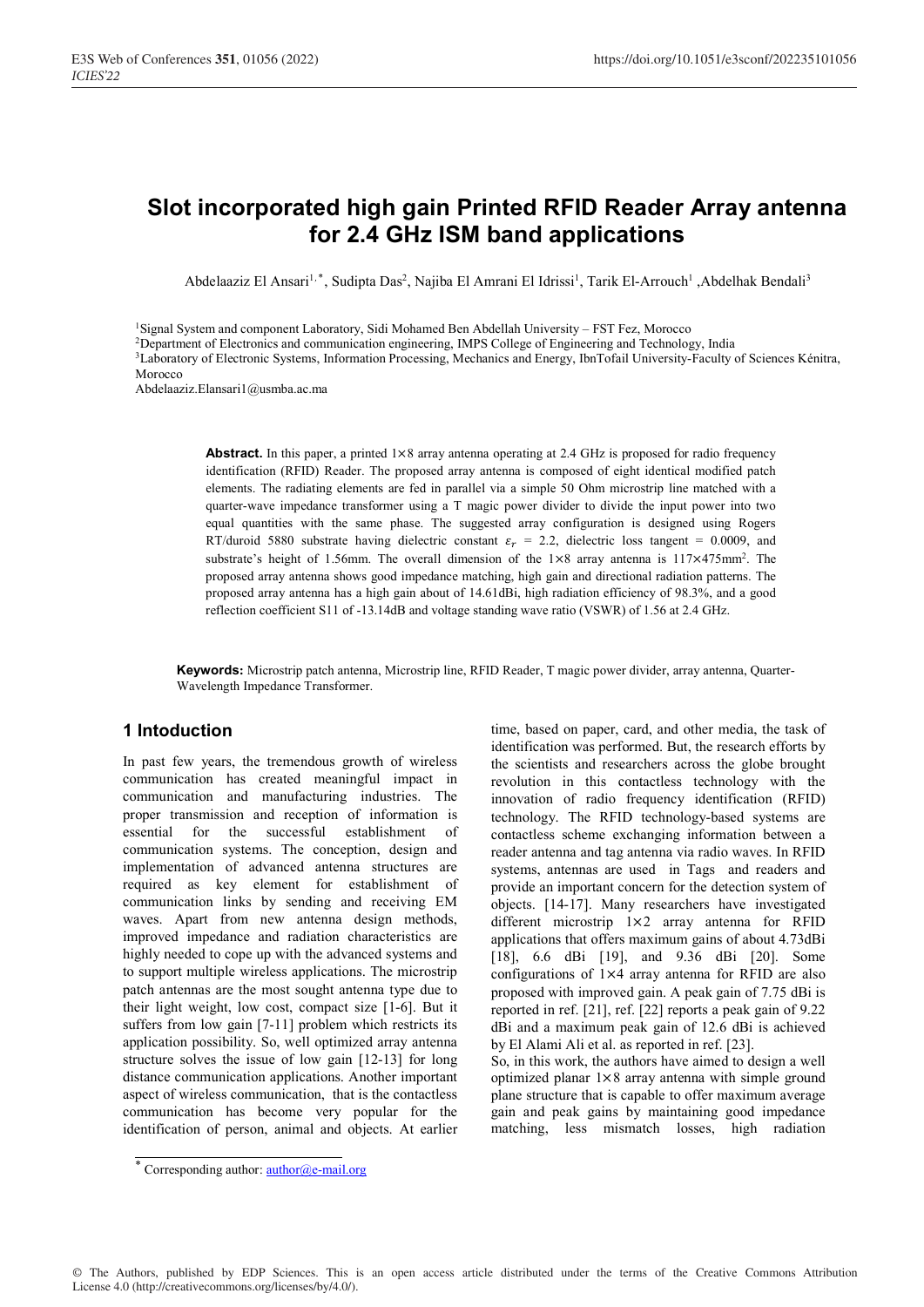# Slot incorporated high gain Printed RFID Reader Array antenna for 2.4 GHz ISM band applications

Abdelaaziz El Ansari[1,*], Sudipta Das[2], Najiba El Amrani El Idrissi[1], Tarik El-Arrouch[1], Abdelhak Bendali[3]

[1]Signal System and component Laboratory, Sidi Mohamed Ben Abdellah University – FST Fez, Morocco
[2]Department of Electronics and communication engineering, IMPS College of Engineering and Technology, India
[3]Laboratory of Electronic Systems, Information Processing, Mechanics and Energy, IbnTofail University-Faculty of Sciences Kénitra, Morocco
Abdelaaziz.Elansari1@usmba.ac.ma

**Abstract.** In this paper, a printed 1×8 array antenna operating at 2.4 GHz is proposed for radio frequency identification (RFID) Reader. The proposed array antenna is composed of eight identical modified patch elements. The radiating elements are fed in parallel via a simple 50 Ohm microstrip line matched with a quarter-wave impedance transformer using a T magic power divider to divide the input power into two equal quantities with the same phase. The suggested array configuration is designed using Rogers RT/duroid 5880 substrate having dielectric constant $\varepsilon_r$ = 2.2, dielectric loss tangent = 0.0009, and substrate's height of 1.56mm. The overall dimension of the 1×8 array antenna is 117×475mm$^2$. The proposed array antenna shows good impedance matching, high gain and directional radiation patterns. The proposed array antenna has a high gain about of 14.61dBi, high radiation efficiency of 98.3%, and a good reflection coefficient S11 of -13.14dB and voltage standing wave ratio (VSWR) of 1.56 at 2.4 GHz.

**Keywords:** Microstrip patch antenna, Microstrip line, RFID Reader, T magic power divider, array antenna, Quarter-Wavelength Impedance Transformer.

## 1 Intoduction

In past few years, the tremendous growth of wireless communication has created meaningful impact in communication and manufacturing industries. The proper transmission and reception of information is essential for the successful establishment of communication systems. The conception, design and implementation of advanced antenna structures are required as key element for establishment of communication links by sending and receiving EM waves. Apart from new antenna design methods, improved impedance and radiation characteristics are highly needed to cope up with the advanced systems and to support multiple wireless applications. The microstrip patch antennas are the most sought antenna type due to their light weight, low cost, compact size [1-6]. But it suffers from low gain [7-11] problem which restricts its application possibility. So, well optimized array antenna structure solves the issue of low gain [12-13] for long distance communication applications. Another important aspect of wireless communication, that is the contactless communication has become very popular for the identification of person, animal and objects. At earlier time, based on paper, card, and other media, the task of identification was performed. But, the research efforts by the scientists and researchers across the globe brought revolution in this contactless technology with the innovation of radio frequency identification (RFID) technology. The RFID technology-based systems are contactless scheme exchanging information between a reader antenna and tag antenna via radio waves. In RFID systems, antennas are used in Tags and readers and provide an important concern for the detection system of objects. [14-17]. Many researchers have investigated different microstrip 1×2 array antenna for RFID applications that offers maximum gains of about 4.73dBi [18], 6.6 dBi [19], and 9.36 dBi [20]. Some configurations of 1×4 array antenna for RFID are also proposed with improved gain. A peak gain of 7.75 dBi is reported in ref. [21], ref. [22] reports a peak gain of 9.22 dBi and a maximum peak gain of 12.6 dBi is achieved by El Alami Ali et al. as reported in ref. [23].

So, in this work, the authors have aimed to design a well optimized planar 1×8 array antenna with simple ground plane structure that is capable to offer maximum average gain and peak gains by maintaining good impedance matching, less mismatch losses, high radiation

* Corresponding author: author@e-mail.org

© The Authors, published by EDP Sciences. This is an open access article distributed under the terms of the Creative Commons Attribution License 4.0 (http://creativecommons.org/licenses/by/4.0/).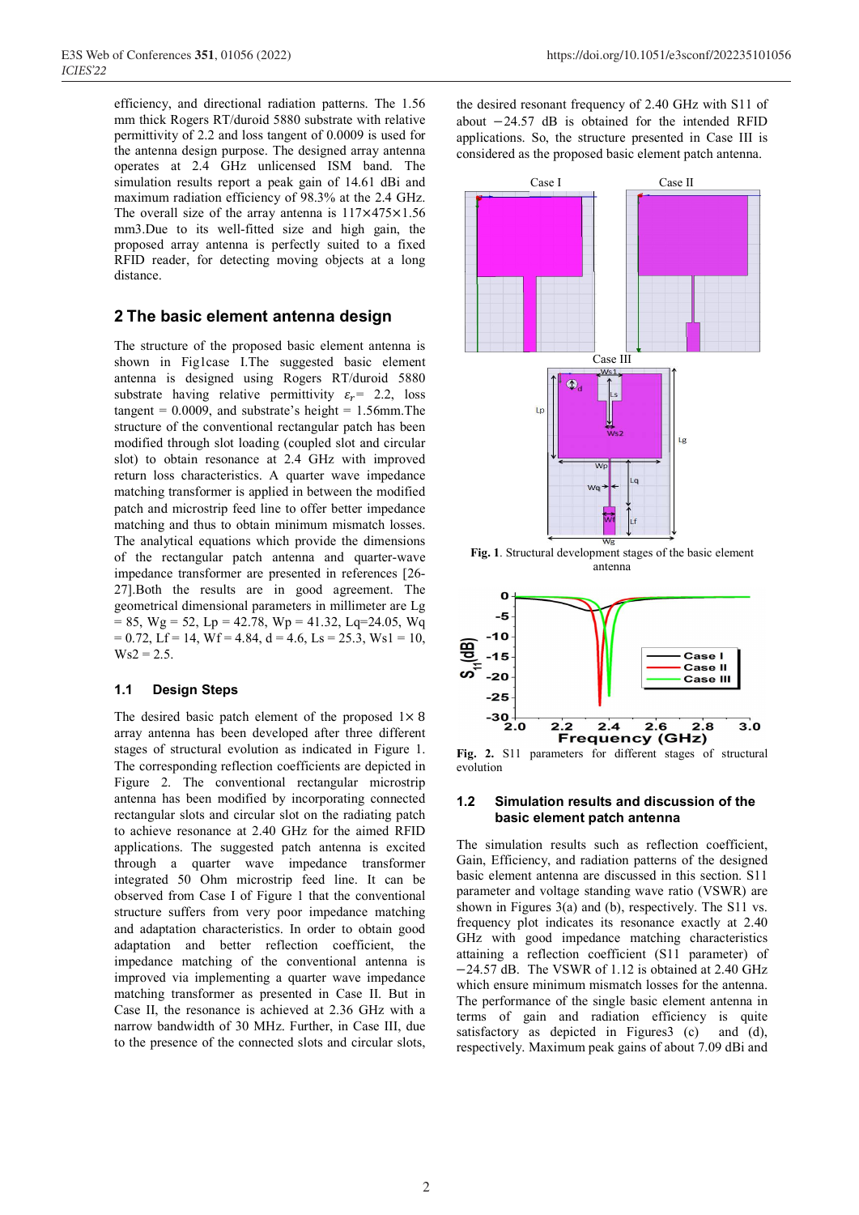efficiency, and directional radiation patterns. The 1.56 mm thick Rogers RT/duroid 5880 substrate with relative permittivity of 2.2 and loss tangent of 0.0009 is used for the antenna design purpose. The designed array antenna operates at 2.4 GHz unlicensed ISM band. The simulation results report a peak gain of 14.61 dBi and maximum radiation efficiency of 98.3% at the 2.4 GHz. The overall size of the array antenna is 117×475×1.56 mm3.Due to its well-fitted size and high gain, the proposed array antenna is perfectly suited to a fixed RFID reader, for detecting moving objects at a long distance.

## 2 The basic element antenna design

The structure of the proposed basic element antenna is shown in Fig1case I.The suggested basic element antenna is designed using Rogers RT/duroid 5880 substrate having relative permittivity $\varepsilon_r$= 2.2, loss tangent = 0.0009, and substrate's height = 1.56mm.The structure of the conventional rectangular patch has been modified through slot loading (coupled slot and circular slot) to obtain resonance at 2.4 GHz with improved return loss characteristics. A quarter wave impedance matching transformer is applied in between the modified patch and microstrip feed line to offer better impedance matching and thus to obtain minimum mismatch losses. The analytical equations which provide the dimensions of the rectangular patch antenna and quarter-wave impedance transformer are presented in references [26-27].Both the results are in good agreement. The geometrical dimensional parameters in millimeter are Lg = 85, Wg = 52, Lp = 42.78, Wp = 41.32, Lq=24.05, Wq = 0.72, Lf = 14, Wf = 4.84, d = 4.6, Ls = 25.3, Ws1 = 10, Ws2 = 2.5.

### 1.1 Design Steps

The desired basic patch element of the proposed 1× 8 array antenna has been developed after three different stages of structural evolution as indicated in Figure 1. The corresponding reflection coefficients are depicted in Figure 2. The conventional rectangular microstrip antenna has been modified by incorporating connected rectangular slots and circular slot on the radiating patch to achieve resonance at 2.40 GHz for the aimed RFID applications. The suggested patch antenna is excited through a quarter wave impedance transformer integrated 50 Ohm microstrip feed line. It can be observed from Case I of Figure 1 that the conventional structure suffers from very poor impedance matching and adaptation characteristics. In order to obtain good adaptation and better reflection coefficient, the impedance matching of the conventional antenna is improved via implementing a quarter wave impedance matching transformer as presented in Case II. But in Case II, the resonance is achieved at 2.36 GHz with a narrow bandwidth of 30 MHz. Further, in Case III, due to the presence of the connected slots and circular slots, the desired resonant frequency of 2.40 GHz with S11 of about −24.57 dB is obtained for the intended RFID applications. So, the structure presented in Case III is considered as the proposed basic element patch antenna.

**Fig. 1**. Structural development stages of the basic element antenna

**Fig. 2.** S11 parameters for different stages of structural evolution

### 1.2 Simulation results and discussion of the basic element patch antenna

The simulation results such as reflection coefficient, Gain, Efficiency, and radiation patterns of the designed basic element antenna are discussed in this section. S11 parameter and voltage standing wave ratio (VSWR) are shown in Figures 3(a) and (b), respectively. The S11 vs. frequency plot indicates its resonance exactly at 2.40 GHz with good impedance matching characteristics attaining a reflection coefficient (S11 parameter) of −24.57 dB. The VSWR of 1.12 is obtained at 2.40 GHz which ensure minimum mismatch losses for the antenna. The performance of the single basic element antenna in terms of gain and radiation efficiency is quite satisfactory as depicted in Figures3 (c) and (d), respectively. Maximum peak gains of about 7.09 dBi and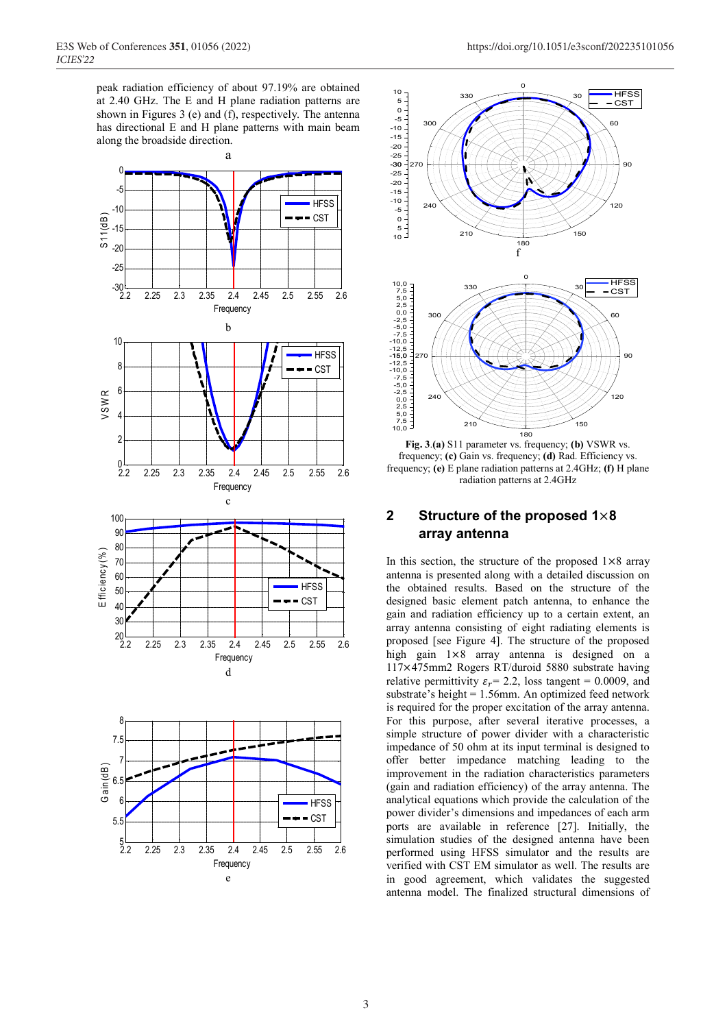peak radiation efficiency of about 97.19% are obtained at 2.40 GHz. The E and H plane radiation patterns are shown in Figures 3 (e) and (f), respectively. The antenna has directional E and H plane patterns with main beam along the broadside direction.

**Fig. 3**.**(a)** S11 parameter vs. frequency; **(b)** VSWR vs. frequency; **(c)** Gain vs. frequency; **(d)** Rad. Efficiency vs. frequency; **(e)** E plane radiation patterns at 2.4GHz; **(f)** H plane radiation patterns at 2.4GHz

## 2 Structure of the proposed 1×8 array antenna

In this section, the structure of the proposed 1×8 array antenna is presented along with a detailed discussion on the obtained results. Based on the structure of the designed basic element patch antenna, to enhance the gain and radiation efficiency up to a certain extent, an array antenna consisting of eight radiating elements is proposed [see Figure 4]. The structure of the proposed high gain 1×8 array antenna is designed on a 117×475mm2 Rogers RT/duroid 5880 substrate having relative permittivity $\varepsilon_r$= 2.2, loss tangent = 0.0009, and substrate's height = 1.56mm. An optimized feed network is required for the proper excitation of the array antenna. For this purpose, after several iterative processes, a simple structure of power divider with a characteristic impedance of 50 ohm at its input terminal is designed to offer better impedance matching leading to the improvement in the radiation characteristics parameters (gain and radiation efficiency) of the array antenna. The analytical equations which provide the calculation of the power divider's dimensions and impedances of each arm ports are available in reference [27]. Initially, the simulation studies of the designed antenna have been performed using HFSS simulator and the results are verified with CST EM simulator as well. The results are in good agreement, which validates the suggested antenna model. The finalized structural dimensions of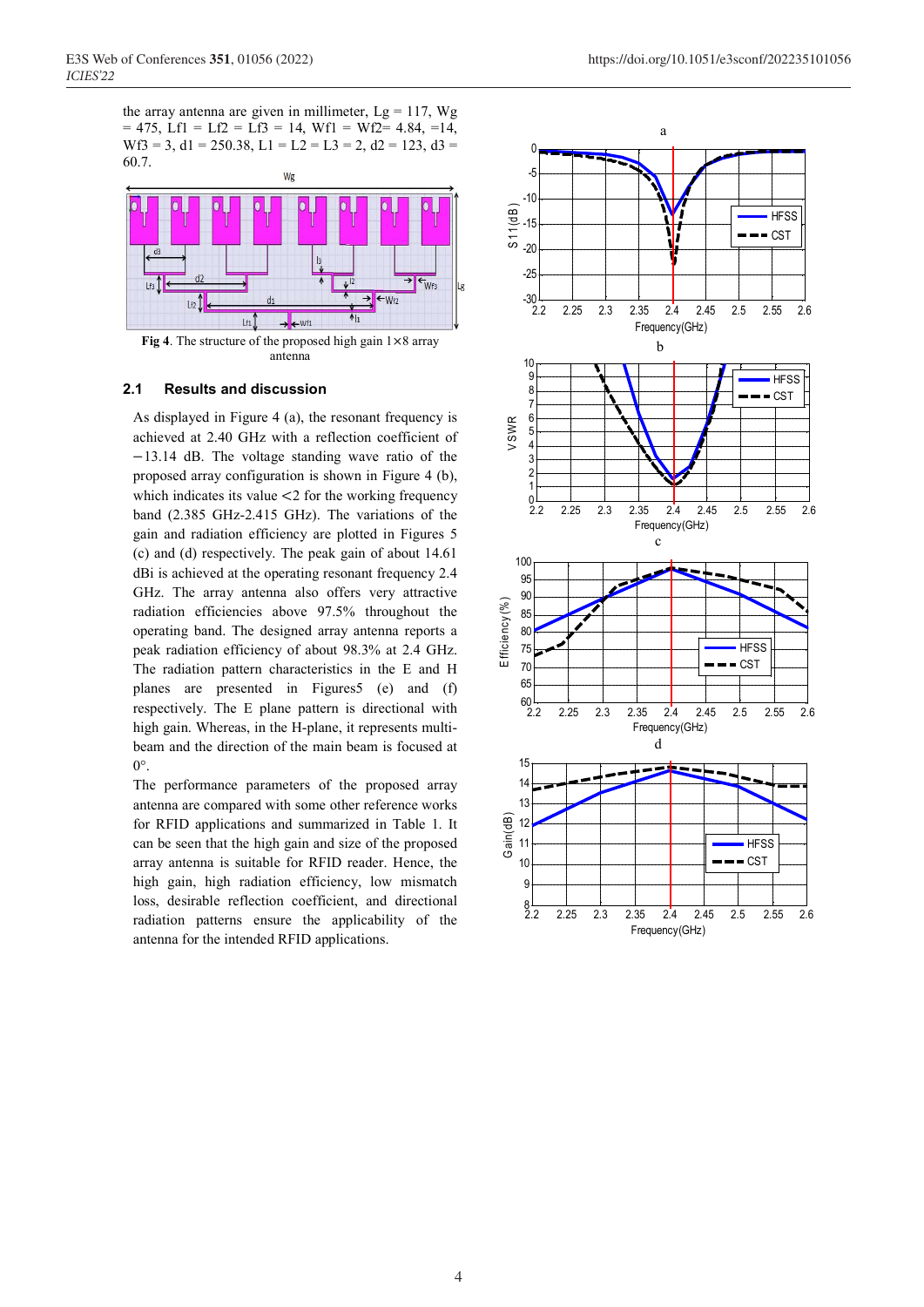the array antenna are given in millimeter, Lg = 117, Wg = 475, Lf1 = Lf2 = Lf3 = 14, Wf1 = Wf2= 4.84, =14, Wf3 = 3, d1 = 250.38, L1 = L2 = L3 = 2, d2 = 123, d3 = 60.7.

**Fig 4**. The structure of the proposed high gain 1×8 array antenna

### 2.1 Results and discussion

As displayed in Figure 4 (a), the resonant frequency is achieved at 2.40 GHz with a reflection coefficient of −13.14 dB. The voltage standing wave ratio of the proposed array configuration is shown in Figure 4 (b), which indicates its value <2 for the working frequency band (2.385 GHz-2.415 GHz). The variations of the gain and radiation efficiency are plotted in Figures 5 (c) and (d) respectively. The peak gain of about 14.61 dBi is achieved at the operating resonant frequency 2.4 GHz. The array antenna also offers very attractive radiation efficiencies above 97.5% throughout the operating band. The designed array antenna reports a peak radiation efficiency of about 98.3% at 2.4 GHz. The radiation pattern characteristics in the E and H planes are presented in Figures5 (e) and (f) respectively. The E plane pattern is directional with high gain. Whereas, in the H-plane, it represents multi-beam and the direction of the main beam is focused at 0°.

The performance parameters of the proposed array antenna are compared with some other reference works for RFID applications and summarized in Table 1. It can be seen that the high gain and size of the proposed array antenna is suitable for RFID reader. Hence, the high gain, high radiation efficiency, low mismatch loss, desirable reflection coefficient, and directional radiation patterns ensure the applicability of the antenna for the intended RFID applications.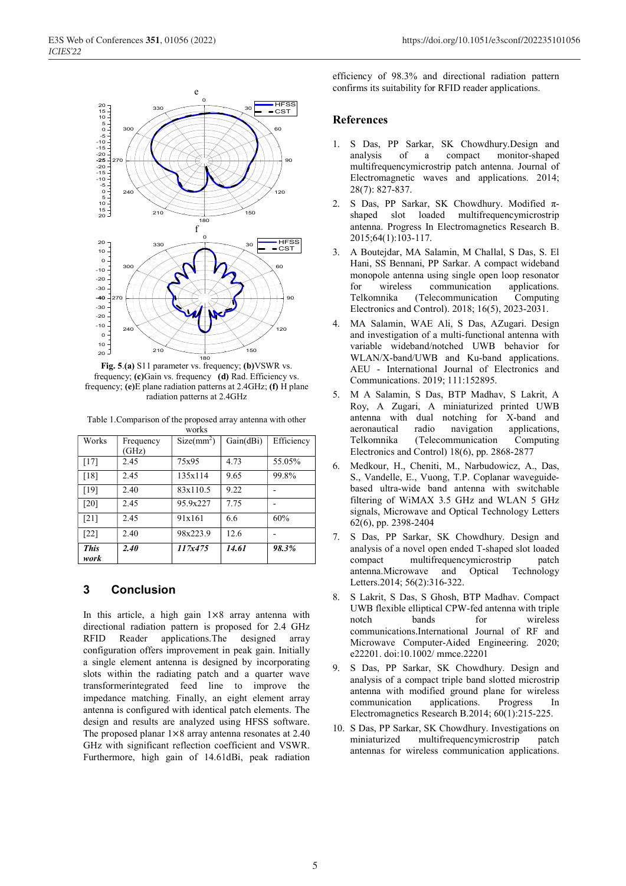**Fig. 5**.**(a)** S11 parameter vs. frequency; **(b)**VSWR vs. frequency; **(c)**Gain vs. frequency **(d)** Rad. Efficiency vs. frequency; **(e)**E plane radiation patterns at 2.4GHz; **(f)** H plane radiation patterns at 2.4GHz

Table 1.Comparison of the proposed array antenna with other works

| Works | Frequency (GHz) | Size($mm^2$) | Gain(dBi) | Efficiency |
|---|---|---|---|---|
| [17] | 2.45 | 75x95 | 4.73 | 55.05% |
| [18] | 2.45 | 135x114 | 9.65 | 99.8% |
| [19] | 2.40 | 83x110.5 | 9.22 | - |
| [20] | 2.45 | 95.9x227 | 7.75 | - |
| [21] | 2.45 | 91x161 | 6.6 | 60% |
| [22] | 2.40 | 98x223.9 | 12.6 | - |
| ***This work*** | ***2.40*** | ***117x475*** | ***14.61*** | ***98.3%*** |

## 3 Conclusion

In this article, a high gain 1×8 array antenna with directional radiation pattern is proposed for 2.4 GHz RFID Reader applications.The designed array configuration offers improvement in peak gain. Initially a single element antenna is designed by incorporating slots within the radiating patch and a quarter wave transformerintegrated feed line to improve the impedance matching. Finally, an eight element array antenna is configured with identical patch elements. The design and results are analyzed using HFSS software. The proposed planar 1×8 array antenna resonates at 2.40 GHz with significant reflection coefficient and VSWR. Furthermore, high gain of 14.61dBi, peak radiation efficiency of 98.3% and directional radiation pattern confirms its suitability for RFID reader applications.

## References

1. S Das, PP Sarkar, SK Chowdhury.Design and analysis of a compact monitor-shaped multifrequencymicrostrip patch antenna. Journal of Electromagnetic waves and applications. 2014; 28(7): 827-837.
2. S Das, PP Sarkar, SK Chowdhury. Modified π-shaped slot loaded multifrequencymicrostrip antenna. Progress In Electromagnetics Research B. 2015;64(1):103-117.
3. A Boutejdar, MA Salamin, M Challal, S Das, S. El Hani, SS Bennani, PP Sarkar. A compact wideband monopole antenna using single open loop resonator for wireless communication applications. Telkomnika (Telecommunication Computing Electronics and Control). 2018; 16(5), 2023-2031.
4. MA Salamin, WAE Ali, S Das, AZugari. Design and investigation of a multi-functional antenna with variable wideband/notched UWB behavior for WLAN/X-band/UWB and Ku-band applications. AEU - International Journal of Electronics and Communications. 2019; 111:152895.
5. M A Salamin, S Das, BTP Madhav, S Lakrit, A Roy, A Zugari, A miniaturized printed UWB antenna with dual notching for X-band and aeronautical radio navigation applications, Telkomnika (Telecommunication Computing Electronics and Control) 18(6), pp. 2868-2877
6. Medkour, H., Cheniti, M., Narbudowicz, A., Das, S., Vandelle, E., Vuong, T.P. Coplanar waveguide-based ultra-wide band antenna with switchable filtering of WiMAX 3.5 GHz and WLAN 5 GHz signals, Microwave and Optical Technology Letters 62(6), pp. 2398-2404
7. S Das, PP Sarkar, SK Chowdhury. Design and analysis of a novel open ended T-shaped slot loaded compact multifrequencymicrostrip patch antenna.Microwave and Optical Technology Letters.2014; 56(2):316-322.
8. S Lakrit, S Das, S Ghosh, BTP Madhav. Compact UWB flexible elliptical CPW-fed antenna with triple notch bands for wireless communications.International Journal of RF and Microwave Computer-Aided Engineering. 2020; e22201. doi:10.1002/ mmce.22201
9. S Das, PP Sarkar, SK Chowdhury. Design and analysis of a compact triple band slotted microstrip antenna with modified ground plane for wireless communication applications. Progress In Electromagnetics Research B.2014; 60(1):215-225.
10. S Das, PP Sarkar, SK Chowdhury. Investigations on miniaturized multifrequencymicrostrip patch antennas for wireless communication applications.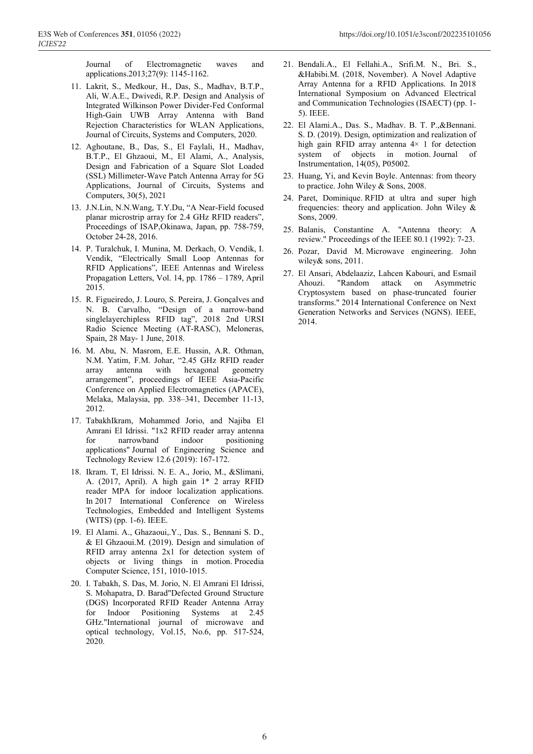Journal of Electromagnetic waves and applications.2013;27(9): 1145-1162.

11. Lakrit, S., Medkour, H., Das, S., Madhav, B.T.P., Ali, W.A.E., Dwivedi, R.P. Design and Analysis of Integrated Wilkinson Power Divider-Fed Conformal High-Gain UWB Array Antenna with Band Rejection Characteristics for WLAN Applications, Journal of Circuits, Systems and Computers, 2020.
12. Aghoutane, B., Das, S., El Faylali, H., Madhav, B.T.P., El Ghzaoui, M., El Alami, A., Analysis, Design and Fabrication of a Square Slot Loaded (SSL) Millimeter-Wave Patch Antenna Array for 5G Applications, Journal of Circuits, Systems and Computers, 30(5), 2021
13. J.N.Lin, N.N.Wang, T.Y.Du, "A Near-Field focused planar microstrip array for 2.4 GHz RFID readers", Proceedings of ISAP,Okinawa, Japan, pp. 758-759, October 24-28, 2016.
14. P. Turalchuk, I. Munina, M. Derkach, O. Vendik, I. Vendik, "Electrically Small Loop Antennas for RFID Applications", IEEE Antennas and Wireless Propagation Letters, Vol. 14, pp. 1786 – 1789, April 2015.
15. R. Figueiredo, J. Louro, S. Pereira, J. Gonçalves and N. B. Carvalho, "Design of a narrow-band singlelayerchipless RFID tag", 2018 2nd URSI Radio Science Meeting (AT-RASC), Meloneras, Spain, 28 May- 1 June, 2018.
16. M. Abu, N. Masrom, E.E. Hussin, A.R. Othman, N.M. Yatim, F.M. Johar, "2.45 GHz RFID reader array antenna with hexagonal geometry arrangement", proceedings of IEEE Asia-Pacific Conference on Applied Electromagnetics (APACE), Melaka, Malaysia, pp. 338–341, December 11-13, 2012.
17. TabakhIkram, Mohammed Jorio, and Najiba El Amrani El Idrissi. "1x2 RFID reader array antenna for narrowband indoor positioning applications" Journal of Engineering Science and Technology Review 12.6 (2019): 167-172.
18. Ikram. T, El Idrissi. N. E. A., Jorio, M., &Slimani, A. (2017, April). A high gain 1* 2 array RFID reader MPA for indoor localization applications. In 2017 International Conference on Wireless Technologies, Embedded and Intelligent Systems (WITS) (pp. 1-6). IEEE.
19. El Alami. A., Ghazaoui,.Y., Das. S., Bennani S. D., & El Ghzaoui.M. (2019). Design and simulation of RFID array antenna 2x1 for detection system of objects or living things in motion. Procedia Computer Science, 151, 1010-1015.
20. I. Tabakh, S. Das, M. Jorio, N. El Amrani El Idrissi, S. Mohapatra, D. Barad"Defected Ground Structure (DGS) Incorporated RFID Reader Antenna Array for Indoor Positioning Systems at 2.45 GHz."International journal of microwave and optical technology, Vol.15, No.6, pp. 517-524, 2020.
21. Bendali.A., El Fellahi.A., Srifi.M. N., Bri. S., &Habibi.M. (2018, November). A Novel Adaptive Array Antenna for a RFID Applications. In 2018 International Symposium on Advanced Electrical and Communication Technologies (ISAECT) (pp. 1-5). IEEE.
22. El Alami.A., Das. S., Madhav. B. T. P.,&Bennani. S. D. (2019). Design, optimization and realization of high gain RFID array antenna 4× 1 for detection system of objects in motion. Journal of Instrumentation, 14(05), P05002.
23. Huang, Yi, and Kevin Boyle. Antennas: from theory to practice. John Wiley & Sons, 2008.
24. Paret, Dominique. RFID at ultra and super high frequencies: theory and application. John Wiley & Sons, 2009.
25. Balanis, Constantine A. "Antenna theory: A review." Proceedings of the IEEE 80.1 (1992): 7-23.
26. Pozar, David M. Microwave engineering. John wiley& sons, 2011.
27. El Ansari, Abdelaaziz, Lahcen Kabouri, and Esmail Ahouzi. "Random attack on Asymmetric Cryptosystem based on phase-truncated fourier transforms." 2014 International Conference on Next Generation Networks and Services (NGNS). IEEE, 2014.